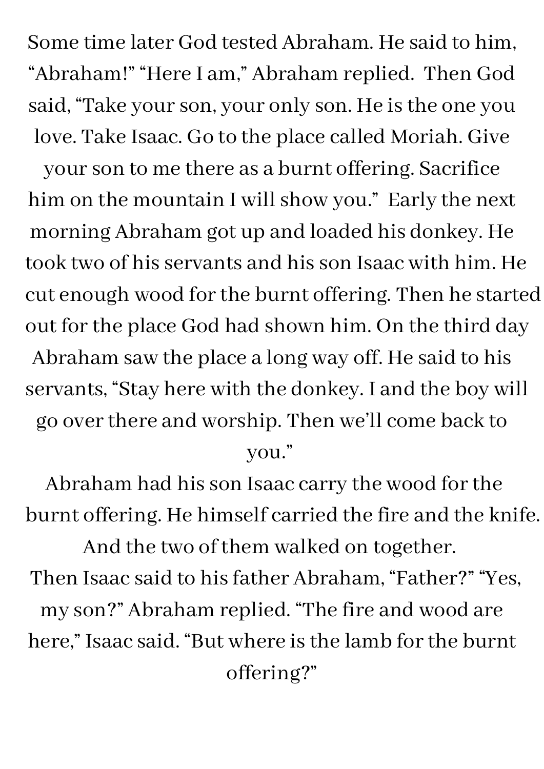Some time later God tested Abraham. He said to him, "Abraham!" "Here I am," Abraham replied. Then God said, "Take your son, your only son. He is the one you love. Take Isaac. Go to the place called Moriah. Give your son to me there as a burnt offering. Sacrifice him on the mountain I will show you." Early the next morning Abraham got up and loaded his donkey. He took two of his servants and his son Isaac with him. He cut enough wood for the burnt offering. Then he started out for the place God had shown him. On the third day Abraham saw the place a long way off. He said to his servants, "Stay here with the donkey. I and the boy will go over there and worship. Then we'll come back to you."

Abraham had his son Isaac carry the wood for the burnt offering. He himself carried the fire and the knife. And the two of them walked on together.

Then Isaac said to his father Abraham, "Father?" "Yes, my son?" Abraham replied. "The fire and wood are here," Isaac said. "But where is the lamb for the burnt offering?"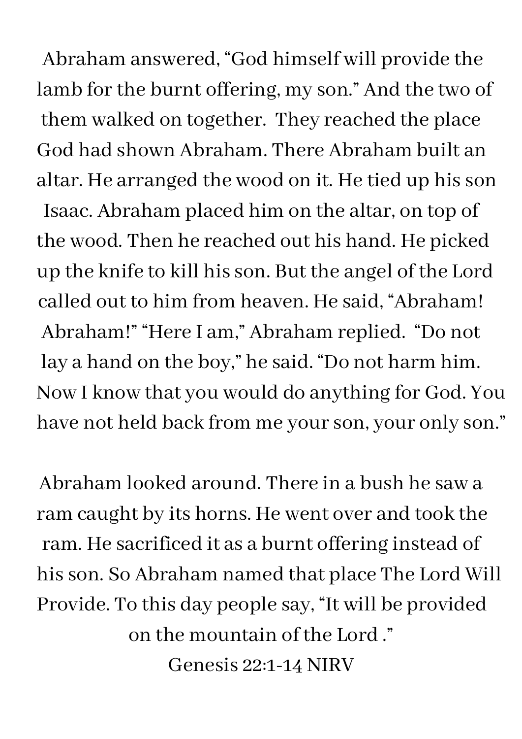Abraham answered, “God himself will provide the lamb for the burnt offering, my son.” And the two of them walked on together.  They reached the place God had shown Abraham. There Abraham built an altar. He arranged the wood on it. He tied up his son Isaac. Abraham placed him on the altar, on top of the wood. Then he reached out his hand. He picked up the knife to kill his son. But the angel of the Lord called out to him from heaven. He said, “Abraham! Abraham!” “Here I am,” Abraham replied.  “Do not lay a hand on the boy,” he said. “Do not harm him. Now I know that you would do anything for God. You have not held back from me your son, your only son.”

Abraham looked around. There in a bush he saw a ram caught by its horns. He went over and took the ram. He sacrificed it as a burnt offering instead of his son. So Abraham named that place The Lord Will Provide. To this day people say, “It will be provided on the mountain of the Lord .”

Genesis 22:1-14 NIRV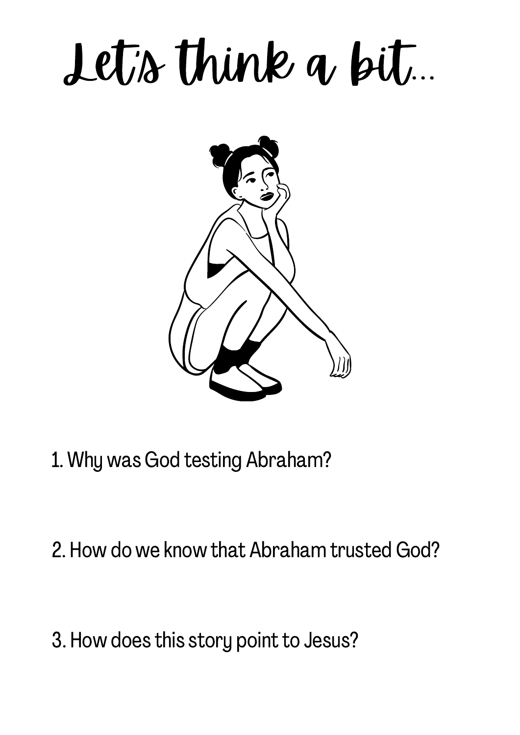# Let's think a bit...

1. Why was God testing Abraham?

2. How do we know that Abraham trusted God?

3. How does this story point to Jesus?